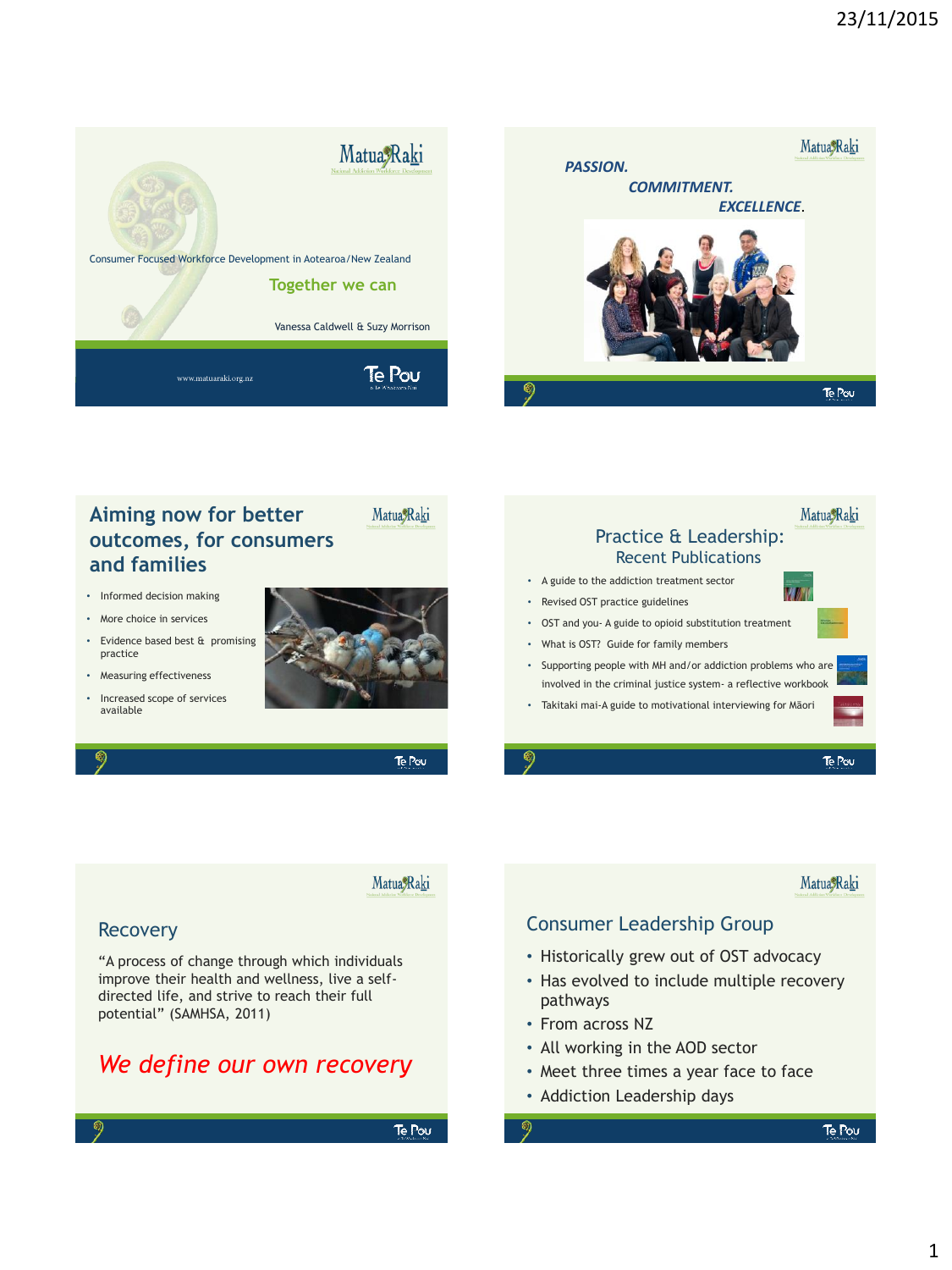## Consumer Focused Workforce Development in Aotearoa/New Zealand

### Together we can

Vanessa Caldwell & Suzy Morrison

www.matuaraki.org.nz

---

*PASSION.*

*COMMITMENT.*

*EXCELLENCE.*

---

## Aiming now for better outcomes, for consumers and families

- Informed decision making
- More choice in services
- Evidence based best & promising practice
- Measuring effectiveness
- Increased scope of services available

---

## Practice & Leadership: Recent Publications

- A guide to the addiction treatment sector
- Revised OST practice guidelines
- OST and you- A guide to opioid substitution treatment
- What is OST? Guide for family members
- Supporting people with MH and/or addiction problems who are involved in the criminal justice system- a reflective workbook
- Takitaki mai-A guide to motivational interviewing for Māori

---

## Recovery

"A process of change through which individuals improve their health and wellness, live a self-directed life, and strive to reach their full potential" (SAMHSA, 2011)

*We define our own recovery*

---

## Consumer Leadership Group

- Historically grew out of OST advocacy
- Has evolved to include multiple recovery pathways
- From across NZ
- All working in the AOD sector
- Meet three times a year face to face
- Addiction Leadership days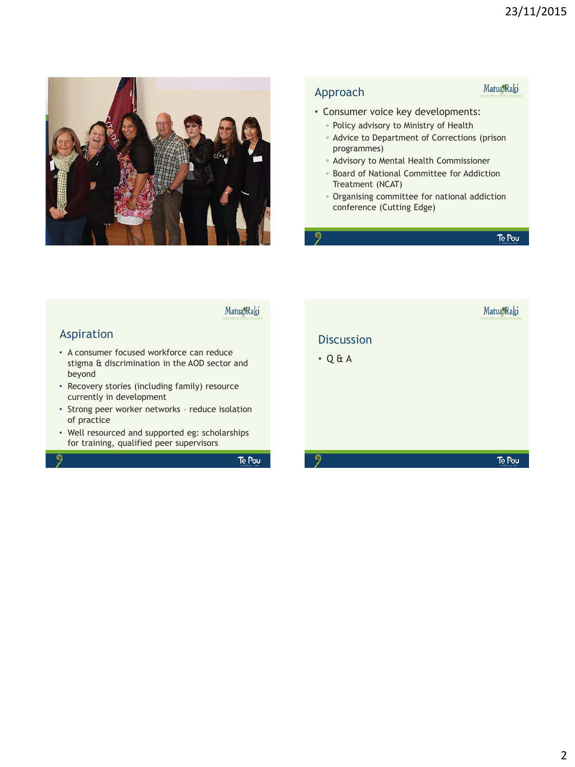## Approach

- Consumer voice key developments:
  - Policy advisory to Ministry of Health
  - Advice to Department of Corrections (prison programmes)
  - Advisory to Mental Health Commissioner
  - Board of National Committee for Addiction Treatment (NCAT)
  - Organising committee for national addiction conference (Cutting Edge)

## Aspiration

- A consumer focused workforce can reduce stigma & discrimination in the AOD sector and beyond
- Recovery stories (including family) resource currently in development
- Strong peer worker networks – reduce isolation of practice
- Well resourced and supported eg: scholarships for training, qualified peer supervisors

## Discussion

- Q & A